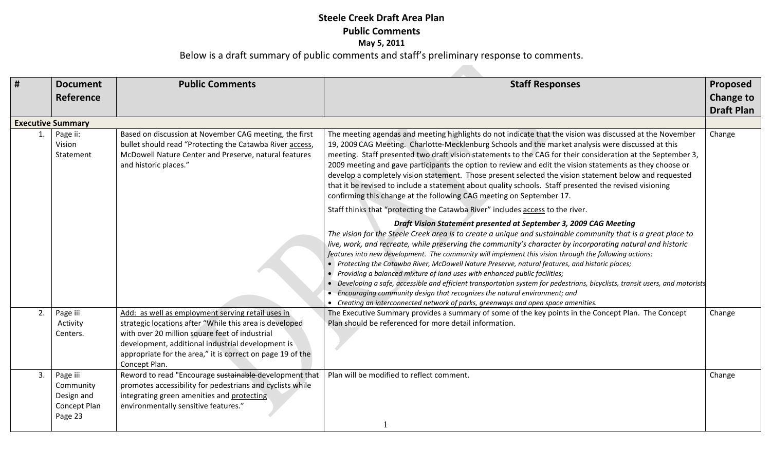**Steele Creek Draft Area Plan**
**Public Comments**
**May 5, 2011**

Below is a draft summary of public comments and staff's preliminary response to comments.

| # | Document Reference | Public Comments | Staff Responses | Proposed Change to Draft Plan |
|---|---|---|---|---|
| **Executive Summary** | | | | |
| 1. | Page ii: Vision Statement | Based on discussion at November CAG meeting, the first bullet should read "Protecting the Catawba River <u>access</u>, McDowell Nature Center and Preserve, natural features and historic places." | The meeting agendas and meeting highlights do not indicate that the vision was discussed at the November 19, 2009 CAG Meeting. Charlotte-Mecklenburg Schools and the market analysis were discussed at this meeting. Staff presented two draft vision statements to the CAG for their consideration at the September 3, 2009 meeting and gave participants the option to review and edit the vision statements as they choose or develop a completely vision statement. Those present selected the vision statement below and requested that it be revised to include a statement about quality schools. Staff presented the revised visioning confirming this change at the following CAG meeting on September 17.<br><br>Staff thinks that "protecting the Catawba River" includes <u>access</u> to the river.<br><br>***Draft Vision Statement presented at September 3, 2009 CAG Meeting***<br>*The vision for the Steele Creek area is to create a unique and sustainable community that is a great place to live, work, and recreate, while preserving the community's character by incorporating natural and historic features into new development. The community will implement this vision through the following actions:*<br>• *Protecting the Catawba River, McDowell Nature Preserve, natural features, and historic places;*<br>• *Providing a balanced mixture of land uses with enhanced public facilities;*<br>• *Developing a safe, accessible and efficient transportation system for pedestrians, bicyclists, transit users, and motorists*<br>• *Encouraging community design that recognizes the natural environment; and*<br>• *Creating an interconnected network of parks, greenways and open space amenities.* | Change |
| 2. | Page iii Activity Centers. | <u>Add: as well as employment serving retail uses in strategic locations</u> after "While this area is developed with over 20 million square feet of industrial development, additional industrial development is appropriate for the area," it is correct on page 19 of the Concept Plan. | The Executive Summary provides a summary of some of the key points in the Concept Plan. The Concept Plan should be referenced for more detail information. | Change |
| 3. | Page iii Community Design and Concept Plan Page 23 | Reword to read "Encourage ~~sustainable~~ development that promotes accessibility for pedestrians and cyclists while integrating green amenities and <u>protecting</u> environmentally sensitive features." | Plan will be modified to reflect comment. | Change |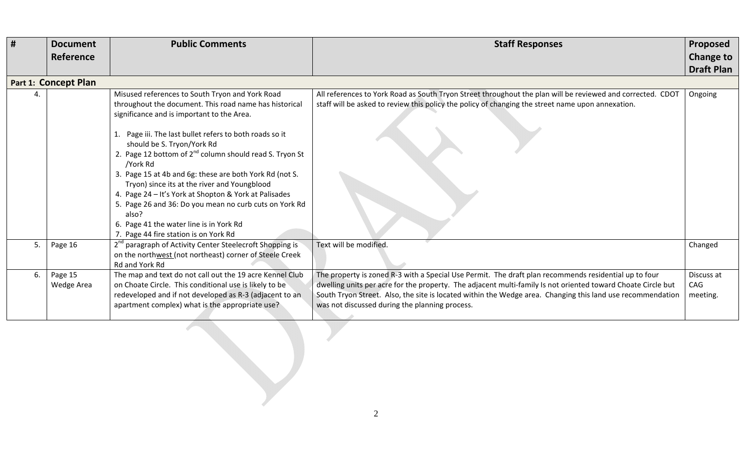| # | Document Reference | Public Comments | Staff Responses | Proposed Change to Draft Plan |
|---|---|---|---|---|
| **Part 1: Concept Plan** | | | | |
| 4. | | Misused references to South Tryon and York Road throughout the document. This road name has historical significance and is important to the Area.<br><br>1. Page iii. The last bullet refers to both roads so it should be S. Tryon/York Rd<br>2. Page 12 bottom of 2nd column should read S. Tryon St /York Rd<br>3. Page 15 at 4b and 6g: these are both York Rd (not S. Tryon) since its at the river and Youngblood<br>4. Page 24 – It's York at Shopton & York at Palisades<br>5. Page 26 and 36: Do you mean no curb cuts on York Rd also?<br>6. Page 41 the water line is in York Rd<br>7. Page 44 fire station is on York Rd | All references to York Road as South Tryon Street throughout the plan will be reviewed and corrected. CDOT staff will be asked to review this policy the policy of changing the street name upon annexation. | Ongoing |
| 5. | Page 16 | 2nd paragraph of Activity Center Steelecroft Shopping is on the northwest (not northeast) corner of Steele Creek Rd and York Rd | Text will be modified. | Changed |
| 6. | Page 15 Wedge Area | The map and text do not call out the 19 acre Kennel Club on Choate Circle. This conditional use is likely to be redeveloped and if not developed as R-3 (adjacent to an apartment complex) what is the appropriate use? | The property is zoned R-3 with a Special Use Permit. The draft plan recommends residential up to four dwelling units per acre for the property. The adjacent multi-family Is not oriented toward Choate Circle but South Tryon Street. Also, the site is located within the Wedge area. Changing this land use recommendation was not discussed during the planning process. | Discuss at CAG meeting. |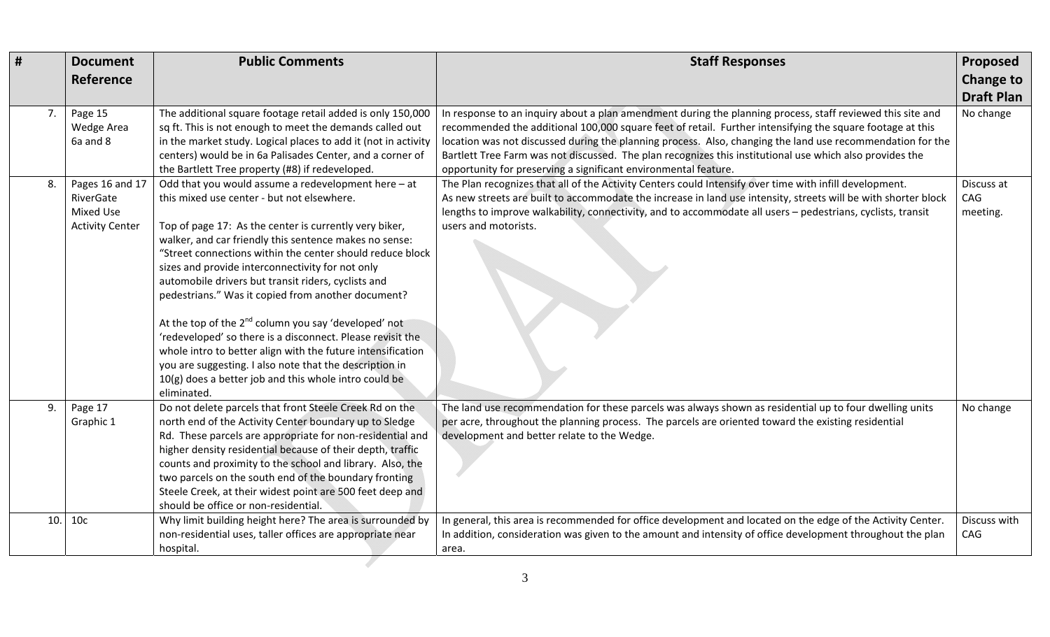| # | Document Reference | Public Comments | Staff Responses | Proposed Change to Draft Plan |
|---|---|---|---|---|
| 7. | Page 15 Wedge Area 6a and 8 | The additional square footage retail added is only 150,000 sq ft. This is not enough to meet the demands called out in the market study. Logical places to add it (not in activity centers) would be in 6a Palisades Center, and a corner of the Bartlett Tree property (#8) if redeveloped. | In response to an inquiry about a plan amendment during the planning process, staff reviewed this site and recommended the additional 100,000 square feet of retail. Further intensifying the square footage at this location was not discussed during the planning process. Also, changing the land use recommendation for the Bartlett Tree Farm was not discussed. The plan recognizes this institutional use which also provides the opportunity for preserving a significant environmental feature. | No change |
| 8. | Pages 16 and 17 RiverGate Mixed Use Activity Center | Odd that you would assume a redevelopment here – at this mixed use center - but not elsewhere.<br><br>Top of page 17: As the center is currently very biker, walker, and car friendly this sentence makes no sense: "Street connections within the center should reduce block sizes and provide interconnectivity for not only automobile drivers but transit riders, cyclists and pedestrians." Was it copied from another document?<br><br>At the top of the 2nd column you say 'developed' not 'redeveloped' so there is a disconnect. Please revisit the whole intro to better align with the future intensification you are suggesting. I also note that the description in 10(g) does a better job and this whole intro could be eliminated. | The Plan recognizes that all of the Activity Centers could Intensify over time with infill development. As new streets are built to accommodate the increase in land use intensity, streets will be with shorter block lengths to improve walkability, connectivity, and to accommodate all users – pedestrians, cyclists, transit users and motorists. | Discuss at CAG meeting. |
| 9. | Page 17 Graphic 1 | Do not delete parcels that front Steele Creek Rd on the north end of the Activity Center boundary up to Sledge Rd. These parcels are appropriate for non-residential and higher density residential because of their depth, traffic counts and proximity to the school and library. Also, the two parcels on the south end of the boundary fronting Steele Creek, at their widest point are 500 feet deep and should be office or non-residential. | The land use recommendation for these parcels was always shown as residential up to four dwelling units per acre, throughout the planning process. The parcels are oriented toward the existing residential development and better relate to the Wedge. | No change |
| 10. | 10c | Why limit building height here? The area is surrounded by non-residential uses, taller offices are appropriate near hospital. | In general, this area is recommended for office development and located on the edge of the Activity Center. In addition, consideration was given to the amount and intensity of office development throughout the plan area. | Discuss with CAG |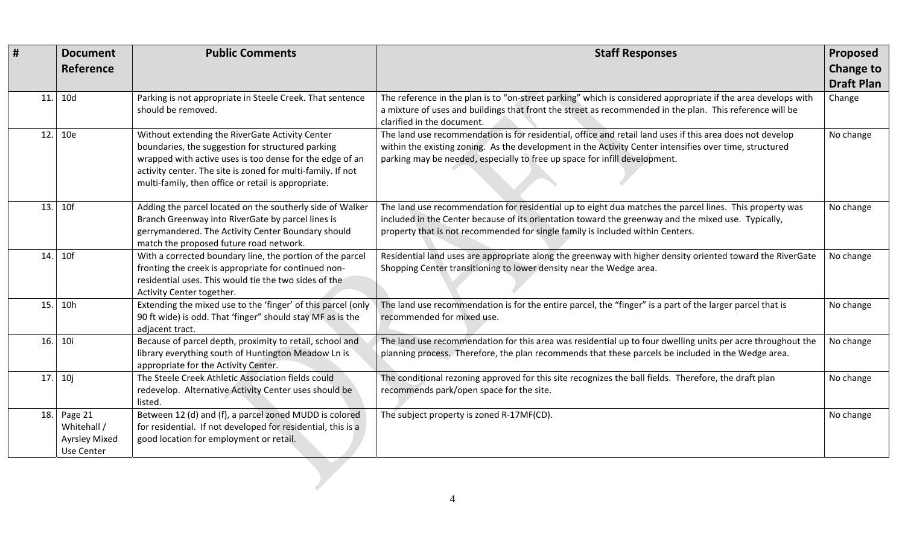| # | Document Reference | Public Comments | Staff Responses | Proposed Change to Draft Plan |
|---|---|---|---|---|
| 11. | 10d | Parking is not appropriate in Steele Creek. That sentence should be removed. | The reference in the plan is to "on-street parking" which is considered appropriate if the area develops with a mixture of uses and buildings that front the street as recommended in the plan. This reference will be clarified in the document. | Change |
| 12. | 10e | Without extending the RiverGate Activity Center boundaries, the suggestion for structured parking wrapped with active uses is too dense for the edge of an activity center. The site is zoned for multi-family. If not multi-family, then office or retail is appropriate. | The land use recommendation is for residential, office and retail land uses if this area does not develop within the existing zoning. As the development in the Activity Center intensifies over time, structured parking may be needed, especially to free up space for infill development. | No change |
| 13. | 10f | Adding the parcel located on the southerly side of Walker Branch Greenway into RiverGate by parcel lines is gerrymandered. The Activity Center Boundary should match the proposed future road network. | The land use recommendation for residential up to eight dua matches the parcel lines. This property was included in the Center because of its orientation toward the greenway and the mixed use. Typically, property that is not recommended for single family is included within Centers. | No change |
| 14. | 10f | With a corrected boundary line, the portion of the parcel fronting the creek is appropriate for continued non-residential uses. This would tie the two sides of the Activity Center together. | Residential land uses are appropriate along the greenway with higher density oriented toward the RiverGate Shopping Center transitioning to lower density near the Wedge area. | No change |
| 15. | 10h | Extending the mixed use to the 'finger' of this parcel (only 90 ft wide) is odd. That 'finger" should stay MF as is the adjacent tract. | The land use recommendation is for the entire parcel, the "finger" is a part of the larger parcel that is recommended for mixed use. | No change |
| 16. | 10i | Because of parcel depth, proximity to retail, school and library everything south of Huntington Meadow Ln is appropriate for the Activity Center. | The land use recommendation for this area was residential up to four dwelling units per acre throughout the planning process. Therefore, the plan recommends that these parcels be included in the Wedge area. | No change |
| 17. | 10j | The Steele Creek Athletic Association fields could redevelop. Alternative Activity Center uses should be listed. | The conditional rezoning approved for this site recognizes the ball fields. Therefore, the draft plan recommends park/open space for the site. | No change |
| 18. | Page 21 Whitehall / Ayrsley Mixed Use Center | Between 12 (d) and (f), a parcel zoned MUDD is colored for residential. If not developed for residential, this is a good location for employment or retail. | The subject property is zoned R-17MF(CD). | No change |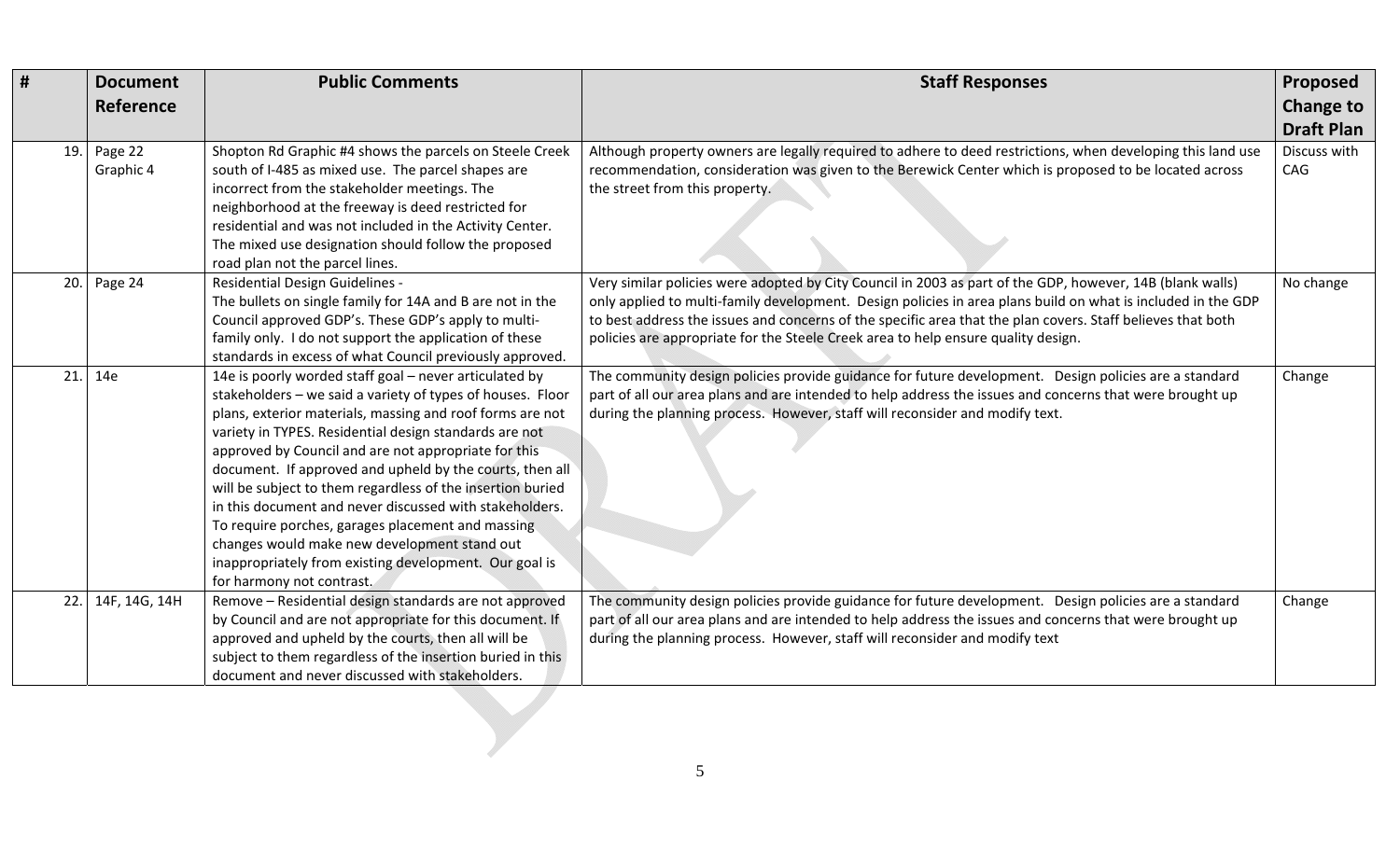| # | Document Reference | Public Comments | Staff Responses | Proposed Change to Draft Plan |
|---|---|---|---|---|
| 19. | Page 22 Graphic 4 | Shopton Rd Graphic #4 shows the parcels on Steele Creek south of I-485 as mixed use. The parcel shapes are incorrect from the stakeholder meetings. The neighborhood at the freeway is deed restricted for residential and was not included in the Activity Center. The mixed use designation should follow the proposed road plan not the parcel lines. | Although property owners are legally required to adhere to deed restrictions, when developing this land use recommendation, consideration was given to the Berewick Center which is proposed to be located across the street from this property. | Discuss with CAG |
| 20. | Page 24 | Residential Design Guidelines - The bullets on single family for 14A and B are not in the Council approved GDP's. These GDP's apply to multi-family only. I do not support the application of these standards in excess of what Council previously approved. | Very similar policies were adopted by City Council in 2003 as part of the GDP, however, 14B (blank walls) only applied to multi-family development. Design policies in area plans build on what is included in the GDP to best address the issues and concerns of the specific area that the plan covers. Staff believes that both policies are appropriate for the Steele Creek area to help ensure quality design. | No change |
| 21. | 14e | 14e is poorly worded staff goal – never articulated by stakeholders – we said a variety of types of houses. Floor plans, exterior materials, massing and roof forms are not variety in TYPES. Residential design standards are not approved by Council and are not appropriate for this document. If approved and upheld by the courts, then all will be subject to them regardless of the insertion buried in this document and never discussed with stakeholders. To require porches, garages placement and massing changes would make new development stand out inappropriately from existing development. Our goal is for harmony not contrast. | The community design policies provide guidance for future development. Design policies are a standard part of all our area plans and are intended to help address the issues and concerns that were brought up during the planning process. However, staff will reconsider and modify text. | Change |
| 22. | 14F, 14G, 14H | Remove – Residential design standards are not approved by Council and are not appropriate for this document. If approved and upheld by the courts, then all will be subject to them regardless of the insertion buried in this document and never discussed with stakeholders. | The community design policies provide guidance for future development. Design policies are a standard part of all our area plans and are intended to help address the issues and concerns that were brought up during the planning process. However, staff will reconsider and modify text | Change |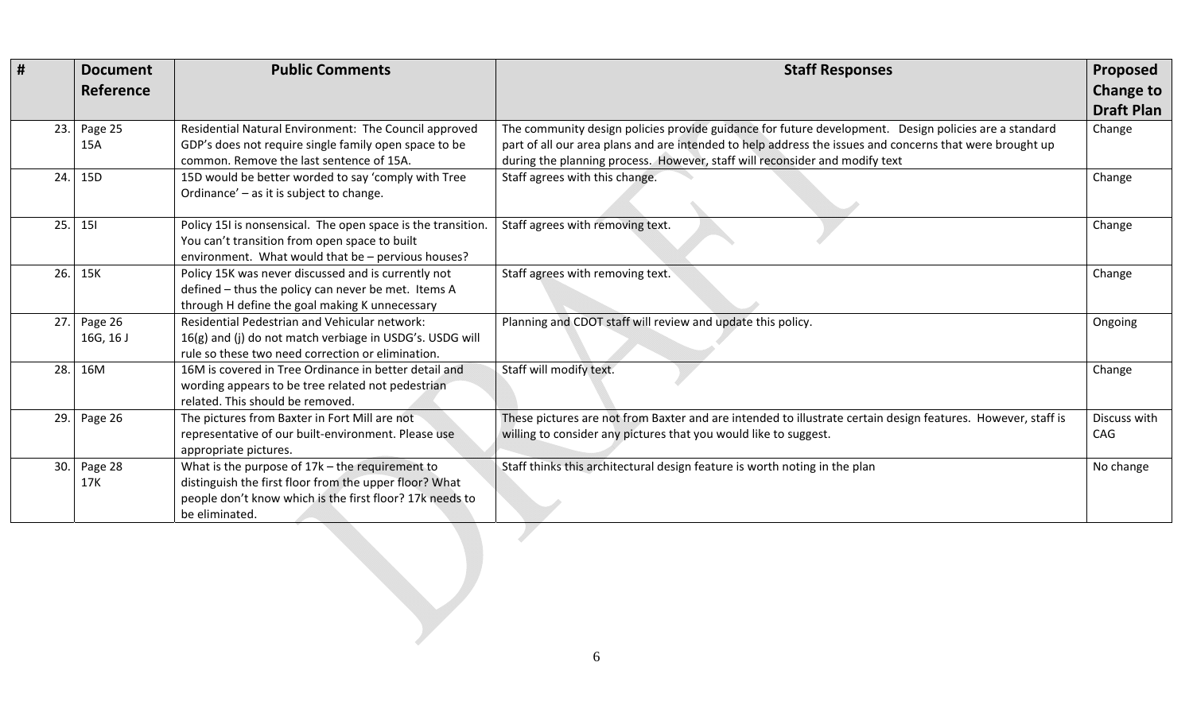| # | Document Reference | Public Comments | Staff Responses | Proposed Change to Draft Plan |
|---|---|---|---|---|
| 23. | Page 25 15A | Residential Natural Environment: The Council approved GDP's does not require single family open space to be common. Remove the last sentence of 15A. | The community design policies provide guidance for future development. Design policies are a standard part of all our area plans and are intended to help address the issues and concerns that were brought up during the planning process. However, staff will reconsider and modify text | Change |
| 24. | 15D | 15D would be better worded to say 'comply with Tree Ordinance' – as it is subject to change. | Staff agrees with this change. | Change |
| 25. | 15I | Policy 15I is nonsensical. The open space is the transition. You can't transition from open space to built environment. What would that be – pervious houses? | Staff agrees with removing text. | Change |
| 26. | 15K | Policy 15K was never discussed and is currently not defined – thus the policy can never be met. Items A through H define the goal making K unnecessary | Staff agrees with removing text. | Change |
| 27. | Page 26 16G, 16 J | Residential Pedestrian and Vehicular network: 16(g) and (j) do not match verbiage in USDG's. USDG will rule so these two need correction or elimination. | Planning and CDOT staff will review and update this policy. | Ongoing |
| 28. | 16M | 16M is covered in Tree Ordinance in better detail and wording appears to be tree related not pedestrian related. This should be removed. | Staff will modify text. | Change |
| 29. | Page 26 | The pictures from Baxter in Fort Mill are not representative of our built-environment. Please use appropriate pictures. | These pictures are not from Baxter and are intended to illustrate certain design features. However, staff is willing to consider any pictures that you would like to suggest. | Discuss with CAG |
| 30. | Page 28 17K | What is the purpose of 17k – the requirement to distinguish the first floor from the upper floor? What people don't know which is the first floor? 17k needs to be eliminated. | Staff thinks this architectural design feature is worth noting in the plan | No change |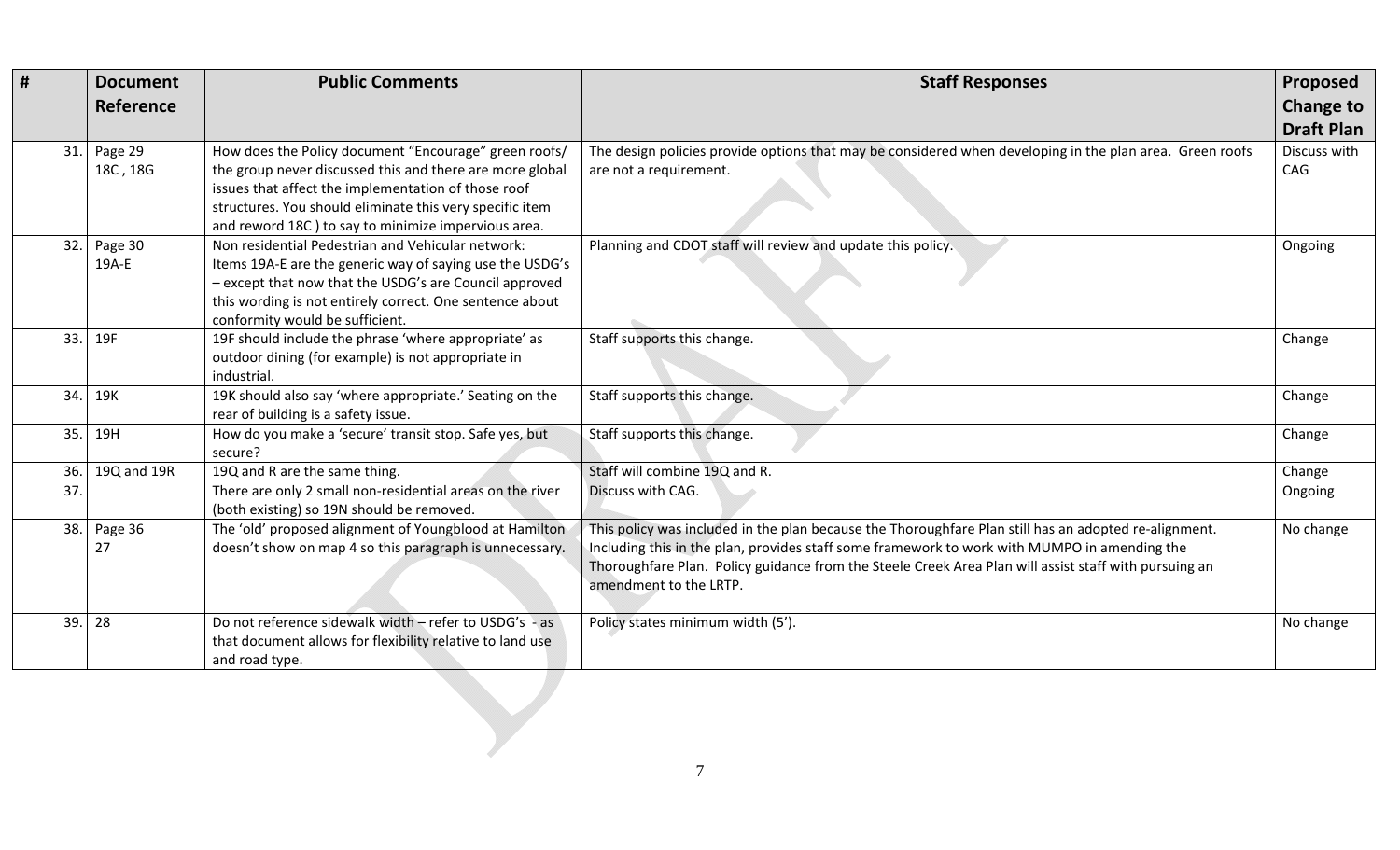| # | Document Reference | Public Comments | Staff Responses | Proposed Change to Draft Plan |
|---|---|---|---|---|
| 31. | Page 29 18C , 18G | How does the Policy document "Encourage" green roofs/ the group never discussed this and there are more global issues that affect the implementation of those roof structures. You should eliminate this very specific item and reword 18C ) to say to minimize impervious area. | The design policies provide options that may be considered when developing in the plan area. Green roofs are not a requirement. | Discuss with CAG |
| 32. | Page 30 19A-E | Non residential Pedestrian and Vehicular network: Items 19A-E are the generic way of saying use the USDG's – except that now that the USDG's are Council approved this wording is not entirely correct. One sentence about conformity would be sufficient. | Planning and CDOT staff will review and update this policy. | Ongoing |
| 33. | 19F | 19F should include the phrase 'where appropriate' as outdoor dining (for example) is not appropriate in industrial. | Staff supports this change. | Change |
| 34. | 19K | 19K should also say 'where appropriate.' Seating on the rear of building is a safety issue. | Staff supports this change. | Change |
| 35. | 19H | How do you make a 'secure' transit stop. Safe yes, but secure? | Staff supports this change. | Change |
| 36. | 19Q and 19R | 19Q and R are the same thing. | Staff will combine 19Q and R. | Change |
| 37. | | There are only 2 small non-residential areas on the river (both existing) so 19N should be removed. | Discuss with CAG. | Ongoing |
| 38. | Page 36 27 | The 'old' proposed alignment of Youngblood at Hamilton doesn't show on map 4 so this paragraph is unnecessary. | This policy was included in the plan because the Thoroughfare Plan still has an adopted re-alignment. Including this in the plan, provides staff some framework to work with MUMPO in amending the Thoroughfare Plan. Policy guidance from the Steele Creek Area Plan will assist staff with pursuing an amendment to the LRTP. | No change |
| 39. | 28 | Do not reference sidewalk width – refer to USDG's - as that document allows for flexibility relative to land use and road type. | Policy states minimum width (5'). | No change |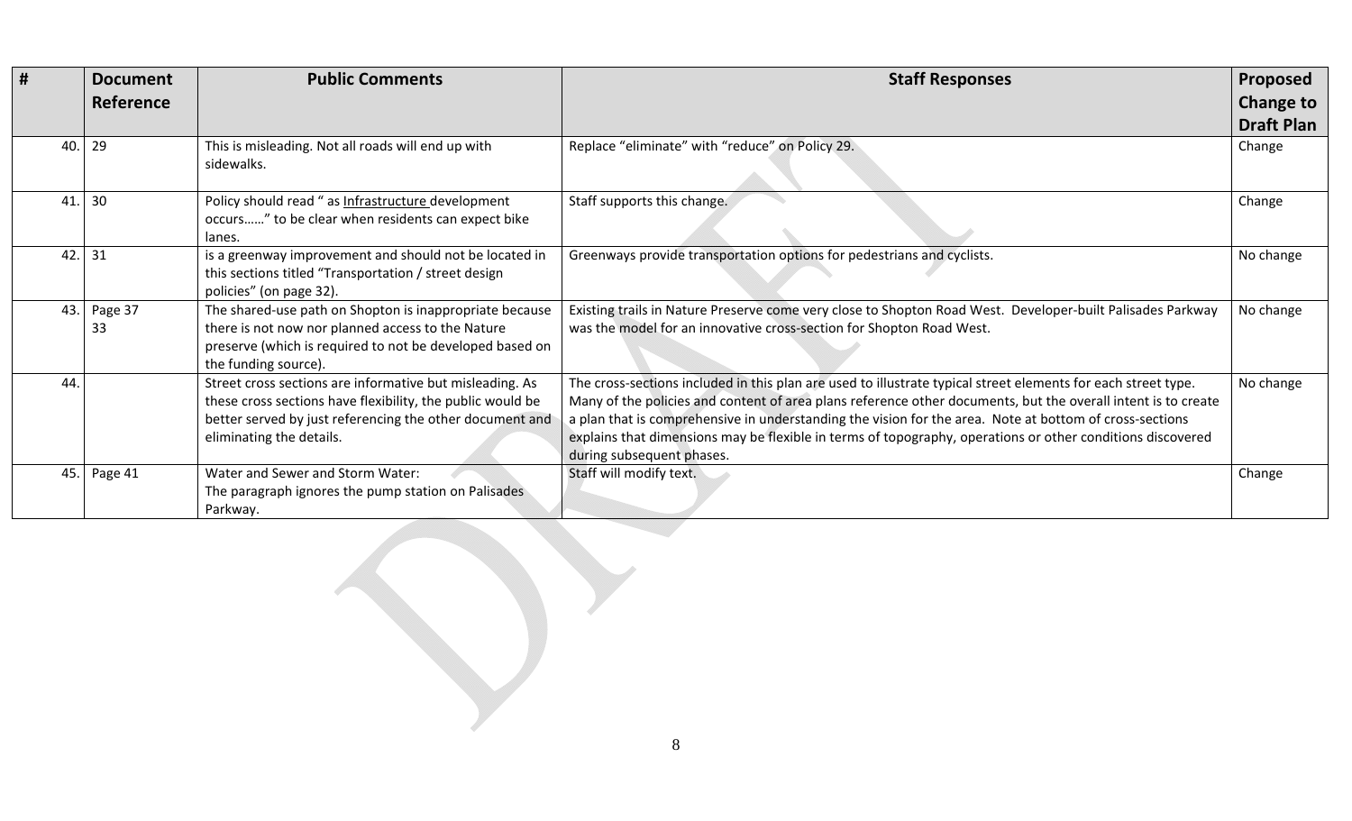| # | Document Reference | Public Comments | Staff Responses | Proposed Change to Draft Plan |
|---|---|---|---|---|
| 40. | 29 | This is misleading. Not all roads will end up with sidewalks. | Replace "eliminate" with "reduce" on Policy 29. | Change |
| 41. | 30 | Policy should read " as Infrastructure development occurs……" to be clear when residents can expect bike lanes. | Staff supports this change. | Change |
| 42. | 31 | is a greenway improvement and should not be located in this sections titled "Transportation / street design policies" (on page 32). | Greenways provide transportation options for pedestrians and cyclists. | No change |
| 43. | Page 37<br>33 | The shared-use path on Shopton is inappropriate because there is not now nor planned access to the Nature preserve (which is required to not be developed based on the funding source). | Existing trails in Nature Preserve come very close to Shopton Road West. Developer-built Palisades Parkway was the model for an innovative cross-section for Shopton Road West. | No change |
| 44. | | Street cross sections are informative but misleading. As these cross sections have flexibility, the public would be better served by just referencing the other document and eliminating the details. | The cross-sections included in this plan are used to illustrate typical street elements for each street type. Many of the policies and content of area plans reference other documents, but the overall intent is to create a plan that is comprehensive in understanding the vision for the area. Note at bottom of cross-sections explains that dimensions may be flexible in terms of topography, operations or other conditions discovered during subsequent phases. | No change |
| 45. | Page 41 | Water and Sewer and Storm Water:<br>The paragraph ignores the pump station on Palisades Parkway. | Staff will modify text. | Change |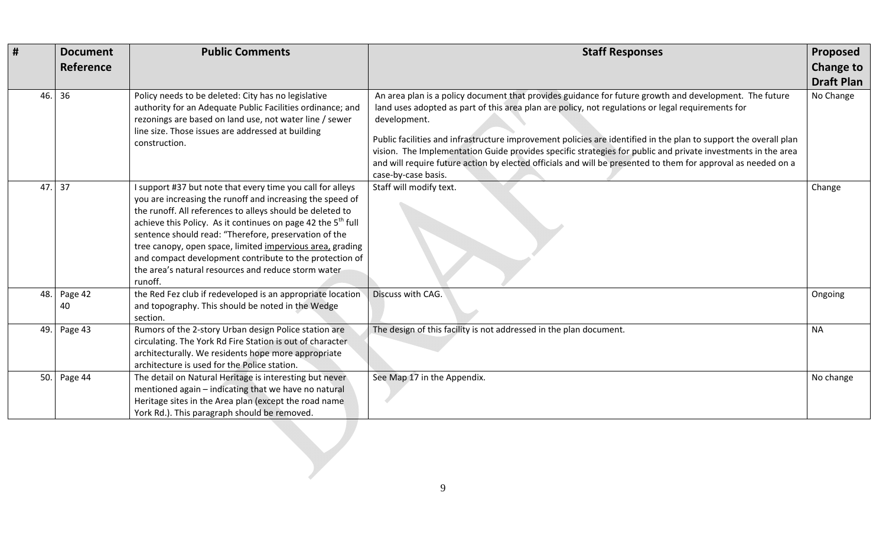| # | Document Reference | Public Comments | Staff Responses | Proposed Change to Draft Plan |
|---|---|---|---|---|
| 46. | 36 | Policy needs to be deleted: City has no legislative authority for an Adequate Public Facilities ordinance; and rezonings are based on land use, not water line / sewer line size. Those issues are addressed at building construction. | An area plan is a policy document that provides guidance for future growth and development. The future land uses adopted as part of this area plan are policy, not regulations or legal requirements for development.<br><br>Public facilities and infrastructure improvement policies are identified in the plan to support the overall plan vision. The Implementation Guide provides specific strategies for public and private investments in the area and will require future action by elected officials and will be presented to them for approval as needed on a case-by-case basis. | No Change |
| 47. | 37 | I support #37 but note that every time you call for alleys you are increasing the runoff and increasing the speed of the runoff. All references to alleys should be deleted to achieve this Policy. As it continues on page 42 the 5th full sentence should read: "Therefore, preservation of the tree canopy, open space, limited impervious area, grading and compact development contribute to the protection of the area's natural resources and reduce storm water runoff. | Staff will modify text. | Change |
| 48. | Page 42 40 | the Red Fez club if redeveloped is an appropriate location and topography. This should be noted in the Wedge section. | Discuss with CAG. | Ongoing |
| 49. | Page 43 | Rumors of the 2-story Urban design Police station are circulating. The York Rd Fire Station is out of character architecturally. We residents hope more appropriate architecture is used for the Police station. | The design of this facility is not addressed in the plan document. | NA |
| 50. | Page 44 | The detail on Natural Heritage is interesting but never mentioned again – indicating that we have no natural Heritage sites in the Area plan (except the road name York Rd.). This paragraph should be removed. | See Map 17 in the Appendix. | No change |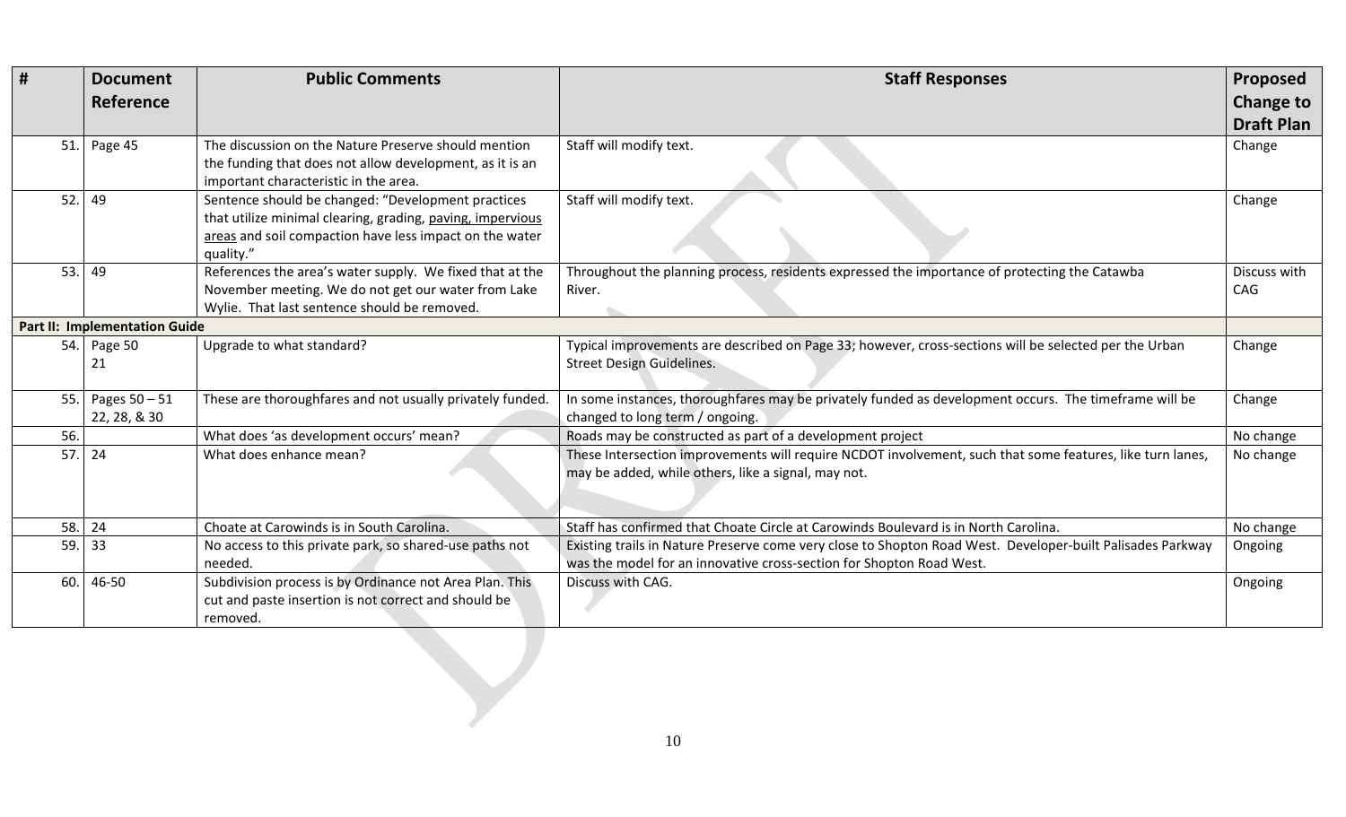| # | Document Reference | Public Comments | Staff Responses | Proposed Change to Draft Plan |
|---|---|---|---|---|
| 51. | Page 45 | The discussion on the Nature Preserve should mention the funding that does not allow development, as it is an important characteristic in the area. | Staff will modify text. | Change |
| 52. | 49 | Sentence should be changed: "Development practices that utilize minimal clearing, grading, <u>paving, impervious areas</u> and soil compaction have less impact on the water quality." | Staff will modify text. | Change |
| 53. | 49 | References the area's water supply. We fixed that at the November meeting. We do not get our water from Lake Wylie. That last sentence should be removed. | Throughout the planning process, residents expressed the importance of protecting the Catawba River. | Discuss with CAG |
| **Part II: Implementation Guide** | | | | |
| 54. | Page 50<br>21 | Upgrade to what standard? | Typical improvements are described on Page 33; however, cross-sections will be selected per the Urban Street Design Guidelines. | Change |
| 55. | Pages 50 – 51<br>22, 28, & 30 | These are thoroughfares and not usually privately funded. | In some instances, thoroughfares may be privately funded as development occurs. The timeframe will be changed to long term / ongoing. | Change |
| 56. | | What does 'as development occurs' mean? | Roads may be constructed as part of a development project | No change |
| 57. | 24 | What does enhance mean? | These Intersection improvements will require NCDOT involvement, such that some features, like turn lanes, may be added, while others, like a signal, may not. | No change |
| 58. | 24 | Choate at Carowinds is in South Carolina. | Staff has confirmed that Choate Circle at Carowinds Boulevard is in North Carolina. | No change |
| 59. | 33 | No access to this private park, so shared-use paths not needed. | Existing trails in Nature Preserve come very close to Shopton Road West. Developer-built Palisades Parkway was the model for an innovative cross-section for Shopton Road West. | Ongoing |
| 60. | 46-50 | Subdivision process is by Ordinance not Area Plan. This cut and paste insertion is not correct and should be removed. | Discuss with CAG. | Ongoing |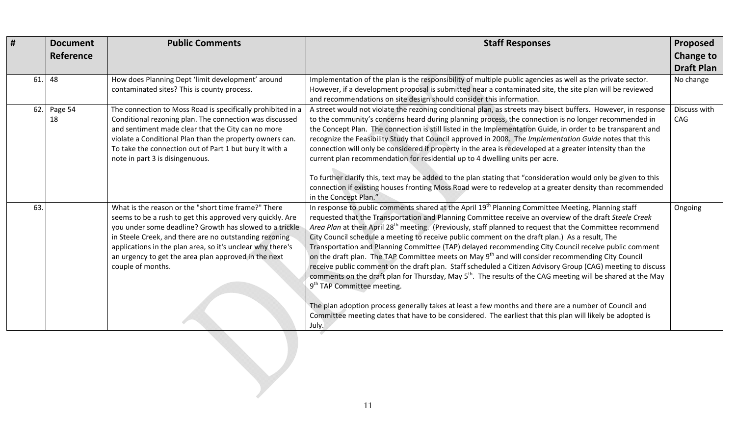| # | Document Reference | Public Comments | Staff Responses | Proposed Change to Draft Plan |
|---|---|---|---|---|
| 61. | 48 | How does Planning Dept 'limit development' around contaminated sites? This is county process. | Implementation of the plan is the responsibility of multiple public agencies as well as the private sector. However, if a development proposal is submitted near a contaminated site, the site plan will be reviewed and recommendations on site design should consider this information. | No change |
| 62. | Page 54 18 | The connection to Moss Road is specifically prohibited in a Conditional rezoning plan. The connection was discussed and sentiment made clear that the City can no more violate a Conditional Plan than the property owners can. To take the connection out of Part 1 but bury it with a note in part 3 is disingenuous. | A street would not violate the rezoning conditional plan, as streets may bisect buffers. However, in response to the community's concerns heard during planning process, the connection is no longer recommended in the Concept Plan. The connection is still listed in the Implementation Guide, in order to be transparent and recognize the Feasibility Study that Council approved in 2008. The *Implementation Guide* notes that this connection will only be considered if property in the area is redeveloped at a greater intensity than the current plan recommendation for residential up to 4 dwelling units per acre.<br><br>To further clarify this, text may be added to the plan stating that "consideration would only be given to this connection if existing houses fronting Moss Road were to redevelop at a greater density than recommended in the Concept Plan." | Discuss with CAG |
| 63. | | What is the reason or the "short time frame?" There seems to be a rush to get this approved very quickly. Are you under some deadline? Growth has slowed to a trickle in Steele Creek, and there are no outstanding rezoning applications in the plan area, so it's unclear why there's an urgency to get the area plan approved in the next couple of months. | In response to public comments shared at the April 19th Planning Committee Meeting, Planning staff requested that the Transportation and Planning Committee receive an overview of the draft *Steele Creek Area Plan* at their April 28th meeting. (Previously, staff planned to request that the Committee recommend City Council schedule a meeting to receive public comment on the draft plan.) As a result, The Transportation and Planning Committee (TAP) delayed recommending City Council receive public comment on the draft plan. The TAP Committee meets on May 9th and will consider recommending City Council receive public comment on the draft plan. Staff scheduled a Citizen Advisory Group (CAG) meeting to discuss comments on the draft plan for Thursday, May 5th. The results of the CAG meeting will be shared at the May 9th TAP Committee meeting.<br><br>The plan adoption process generally takes at least a few months and there are a number of Council and Committee meeting dates that have to be considered. The earliest that this plan will likely be adopted is July. | Ongoing |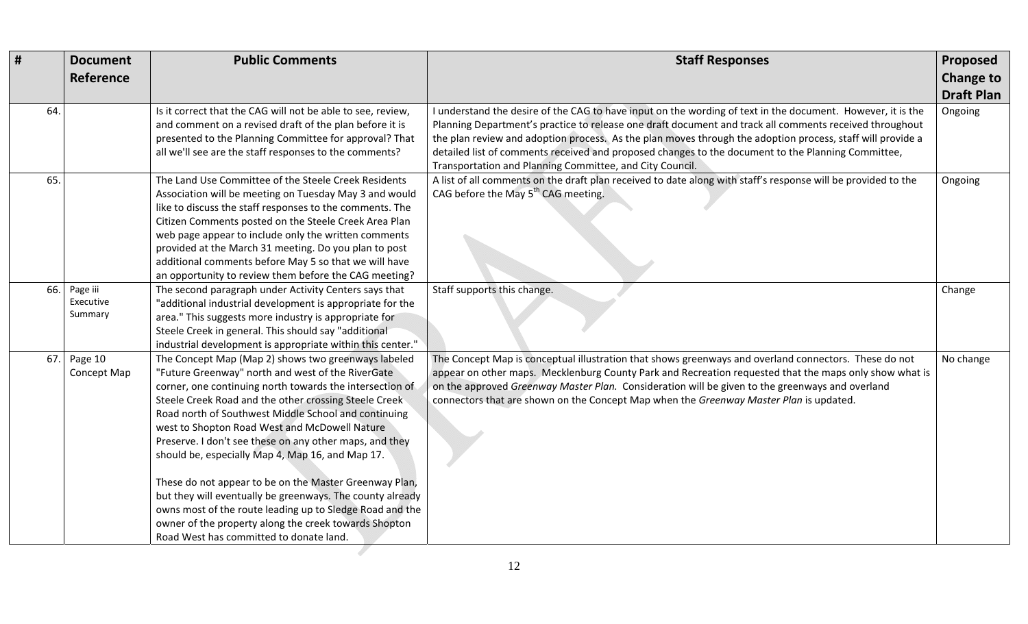| # | Document Reference | Public Comments | Staff Responses | Proposed Change to Draft Plan |
|---|---|---|---|---|
| 64. | | Is it correct that the CAG will not be able to see, review, and comment on a revised draft of the plan before it is presented to the Planning Committee for approval? That all we'll see are the staff responses to the comments? | I understand the desire of the CAG to have input on the wording of text in the document. However, it is the Planning Department's practice to release one draft document and track all comments received throughout the plan review and adoption process. As the plan moves through the adoption process, staff will provide a detailed list of comments received and proposed changes to the document to the Planning Committee, Transportation and Planning Committee, and City Council. | Ongoing |
| 65. | | The Land Use Committee of the Steele Creek Residents Association will be meeting on Tuesday May 3 and would like to discuss the staff responses to the comments. The Citizen Comments posted on the Steele Creek Area Plan web page appear to include only the written comments provided at the March 31 meeting. Do you plan to post additional comments before May 5 so that we will have an opportunity to review them before the CAG meeting? | A list of all comments on the draft plan received to date along with staff's response will be provided to the CAG before the May 5th CAG meeting. | Ongoing |
| 66. | Page iii Executive Summary | The second paragraph under Activity Centers says that "additional industrial development is appropriate for the area." This suggests more industry is appropriate for Steele Creek in general. This should say "additional industrial development is appropriate within this center." | Staff supports this change. | Change |
| 67. | Page 10 Concept Map | The Concept Map (Map 2) shows two greenways labeled "Future Greenway" north and west of the RiverGate corner, one continuing north towards the intersection of Steele Creek Road and the other crossing Steele Creek Road north of Southwest Middle School and continuing west to Shopton Road West and McDowell Nature Preserve. I don't see these on any other maps, and they should be, especially Map 4, Map 16, and Map 17.<br><br>These do not appear to be on the Master Greenway Plan, but they will eventually be greenways. The county already owns most of the route leading up to Sledge Road and the owner of the property along the creek towards Shopton Road West has committed to donate land. | The Concept Map is conceptual illustration that shows greenways and overland connectors. These do not appear on other maps. Mecklenburg County Park and Recreation requested that the maps only show what is on the approved *Greenway Master Plan.* Consideration will be given to the greenways and overland connectors that are shown on the Concept Map when the *Greenway Master Plan* is updated. | No change |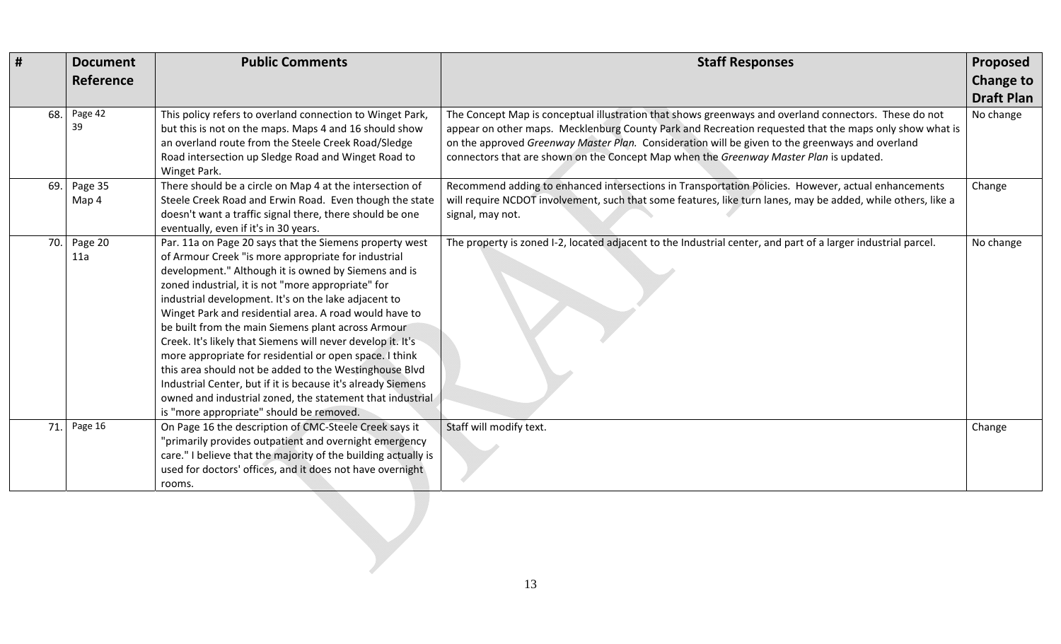| # | Document Reference | Public Comments | Staff Responses | Proposed Change to Draft Plan |
|---|---|---|---|---|
| 68. | Page 42 39 | This policy refers to overland connection to Winget Park, but this is not on the maps. Maps 4 and 16 should show an overland route from the Steele Creek Road/Sledge Road intersection up Sledge Road and Winget Road to Winget Park. | The Concept Map is conceptual illustration that shows greenways and overland connectors. These do not appear on other maps. Mecklenburg County Park and Recreation requested that the maps only show what is on the approved *Greenway Master Plan.* Consideration will be given to the greenways and overland connectors that are shown on the Concept Map when the *Greenway Master Plan* is updated. | No change |
| 69. | Page 35 Map 4 | There should be a circle on Map 4 at the intersection of Steele Creek Road and Erwin Road. Even though the state doesn't want a traffic signal there, there should be one eventually, even if it's in 30 years. | Recommend adding to enhanced intersections in Transportation Policies. However, actual enhancements will require NCDOT involvement, such that some features, like turn lanes, may be added, while others, like a signal, may not. | Change |
| 70. | Page 20 11a | Par. 11a on Page 20 says that the Siemens property west of Armour Creek "is more appropriate for industrial development." Although it is owned by Siemens and is zoned industrial, it is not "more appropriate" for industrial development. It's on the lake adjacent to Winget Park and residential area. A road would have to be built from the main Siemens plant across Armour Creek. It's likely that Siemens will never develop it. It's more appropriate for residential or open space. I think this area should not be added to the Westinghouse Blvd Industrial Center, but if it is because it's already Siemens owned and industrial zoned, the statement that industrial is "more appropriate" should be removed. | The property is zoned I-2, located adjacent to the Industrial center, and part of a larger industrial parcel. | No change |
| 71. | Page 16 | On Page 16 the description of CMC-Steele Creek says it "primarily provides outpatient and overnight emergency care." I believe that the majority of the building actually is used for doctors' offices, and it does not have overnight rooms. | Staff will modify text. | Change |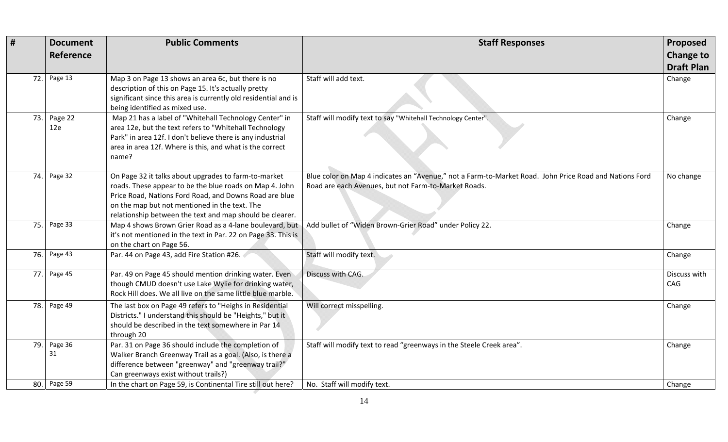| # | Document Reference | Public Comments | Staff Responses | Proposed Change to Draft Plan |
|---|---|---|---|---|
| 72. | Page 13 | Map 3 on Page 13 shows an area 6c, but there is no description of this on Page 15. It's actually pretty significant since this area is currently old residential and is being identified as mixed use. | Staff will add text. | Change |
| 73. | Page 22 12e | Map 21 has a label of "Whitehall Technology Center" in area 12e, but the text refers to "Whitehall Technology Park" in area 12f. I don't believe there is any industrial area in area 12f. Where is this, and what is the correct name? | Staff will modify text to say "Whitehall Technology Center". | Change |
| 74. | Page 32 | On Page 32 it talks about upgrades to farm-to-market roads. These appear to be the blue roads on Map 4. John Price Road, Nations Ford Road, and Downs Road are blue on the map but not mentioned in the text. The relationship between the text and map should be clearer. | Blue color on Map 4 indicates an "Avenue," not a Farm-to-Market Road. John Price Road and Nations Ford Road are each Avenues, but not Farm-to-Market Roads. | No change |
| 75. | Page 33 | Map 4 shows Brown Grier Road as a 4-lane boulevard, but it's not mentioned in the text in Par. 22 on Page 33. This is on the chart on Page 56. | Add bullet of "Widen Brown-Grier Road" under Policy 22. | Change |
| 76. | Page 43 | Par. 44 on Page 43, add Fire Station #26. | Staff will modify text. | Change |
| 77. | Page 45 | Par. 49 on Page 45 should mention drinking water. Even though CMUD doesn't use Lake Wylie for drinking water, Rock Hill does. We all live on the same little blue marble. | Discuss with CAG. | Discuss with CAG |
| 78. | Page 49 | The last box on Page 49 refers to "Heighs in Residential Districts." I understand this should be "Heights," but it should be described in the text somewhere in Par 14 through 20 | Will correct misspelling. | Change |
| 79. | Page 36 31 | Par. 31 on Page 36 should include the completion of Walker Branch Greenway Trail as a goal. (Also, is there a difference between "greenway" and "greenway trail?" Can greenways exist without trails?) | Staff will modify text to read "greenways in the Steele Creek area". | Change |
| 80. | Page 59 | In the chart on Page 59, is Continental Tire still out here? | No. Staff will modify text. | Change |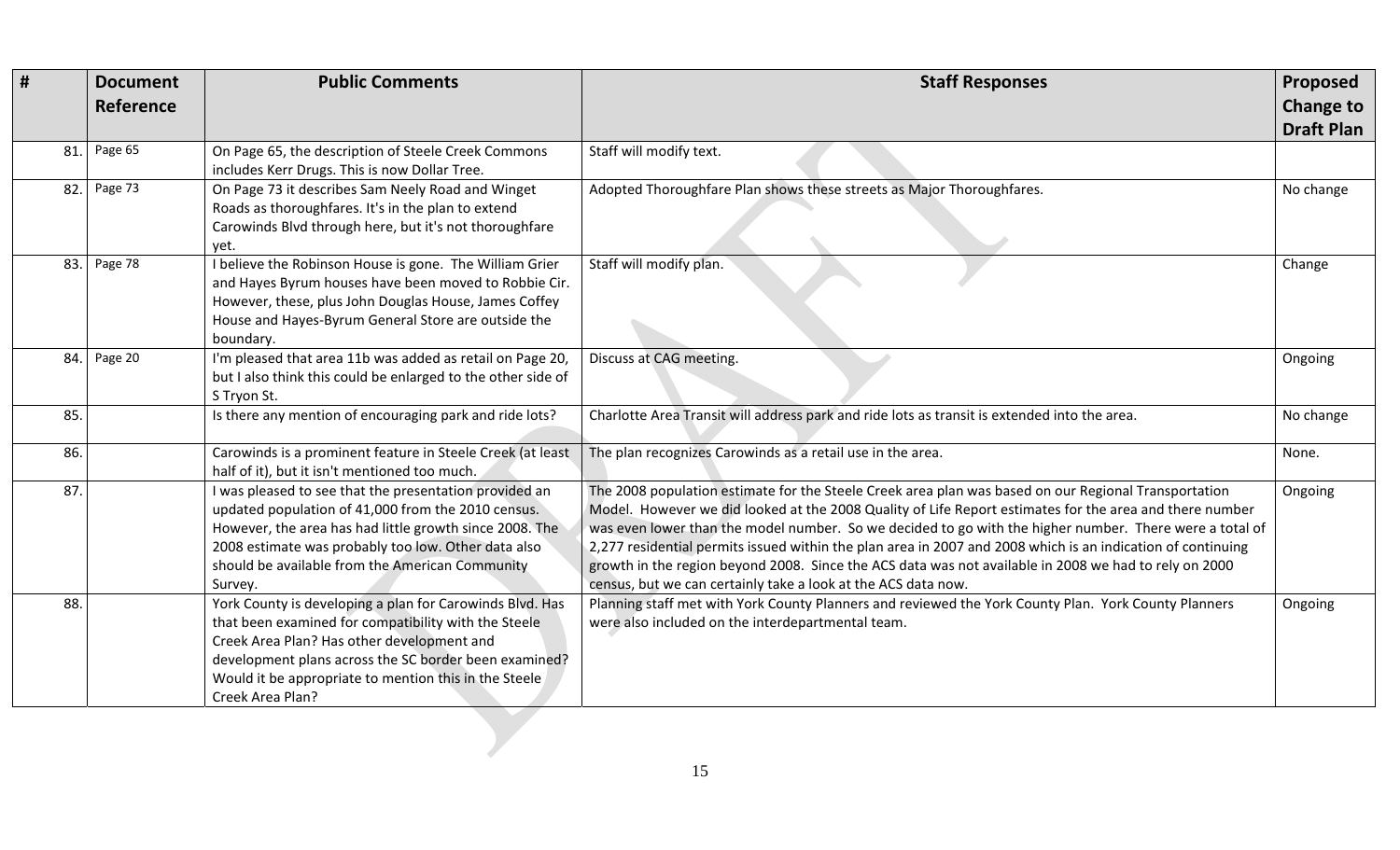| # | Document Reference | Public Comments | Staff Responses | Proposed Change to Draft Plan |
|---|---|---|---|---|
| 81. | Page 65 | On Page 65, the description of Steele Creek Commons includes Kerr Drugs. This is now Dollar Tree. | Staff will modify text. | |
| 82. | Page 73 | On Page 73 it describes Sam Neely Road and Winget Roads as thoroughfares. It's in the plan to extend Carowinds Blvd through here, but it's not thoroughfare yet. | Adopted Thoroughfare Plan shows these streets as Major Thoroughfares. | No change |
| 83. | Page 78 | I believe the Robinson House is gone. The William Grier and Hayes Byrum houses have been moved to Robbie Cir. However, these, plus John Douglas House, James Coffey House and Hayes-Byrum General Store are outside the boundary. | Staff will modify plan. | Change |
| 84. | Page 20 | I'm pleased that area 11b was added as retail on Page 20, but I also think this could be enlarged to the other side of S Tryon St. | Discuss at CAG meeting. | Ongoing |
| 85. | | Is there any mention of encouraging park and ride lots? | Charlotte Area Transit will address park and ride lots as transit is extended into the area. | No change |
| 86. | | Carowinds is a prominent feature in Steele Creek (at least half of it), but it isn't mentioned too much. | The plan recognizes Carowinds as a retail use in the area. | None. |
| 87. | | I was pleased to see that the presentation provided an updated population of 41,000 from the 2010 census. However, the area has had little growth since 2008. The 2008 estimate was probably too low. Other data also should be available from the American Community Survey. | The 2008 population estimate for the Steele Creek area plan was based on our Regional Transportation Model. However we did looked at the 2008 Quality of Life Report estimates for the area and there number was even lower than the model number. So we decided to go with the higher number. There were a total of 2,277 residential permits issued within the plan area in 2007 and 2008 which is an indication of continuing growth in the region beyond 2008. Since the ACS data was not available in 2008 we had to rely on 2000 census, but we can certainly take a look at the ACS data now. | Ongoing |
| 88. | | York County is developing a plan for Carowinds Blvd. Has that been examined for compatibility with the Steele Creek Area Plan? Has other development and development plans across the SC border been examined? Would it be appropriate to mention this in the Steele Creek Area Plan? | Planning staff met with York County Planners and reviewed the York County Plan. York County Planners were also included on the interdepartmental team. | Ongoing |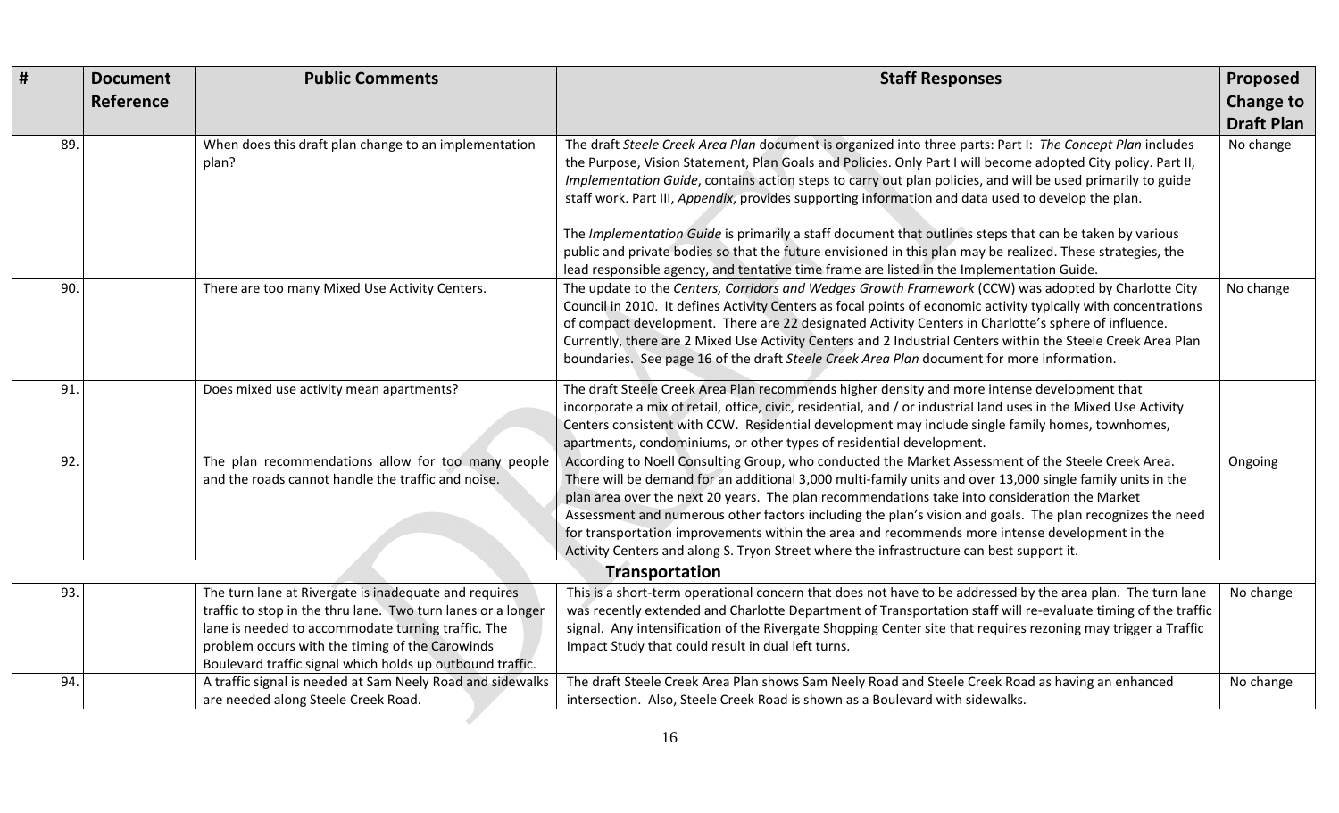| # | Document Reference | Public Comments | Staff Responses | Proposed Change to Draft Plan |
|---|---|---|---|---|
| 89. | | When does this draft plan change to an implementation plan? | The draft *Steele Creek Area Plan* document is organized into three parts: Part I: *The Concept Plan* includes the Purpose, Vision Statement, Plan Goals and Policies. Only Part I will become adopted City policy. Part II, *Implementation Guide*, contains action steps to carry out plan policies, and will be used primarily to guide staff work. Part III, *Appendix*, provides supporting information and data used to develop the plan.<br><br>The *Implementation Guide* is primarily a staff document that outlines steps that can be taken by various public and private bodies so that the future envisioned in this plan may be realized. These strategies, the lead responsible agency, and tentative time frame are listed in the Implementation Guide. | No change |
| 90. | | There are too many Mixed Use Activity Centers. | The update to the *Centers, Corridors and Wedges Growth Framework* (CCW) was adopted by Charlotte City Council in 2010. It defines Activity Centers as focal points of economic activity typically with concentrations of compact development. There are 22 designated Activity Centers in Charlotte's sphere of influence. Currently, there are 2 Mixed Use Activity Centers and 2 Industrial Centers within the Steele Creek Area Plan boundaries. See page 16 of the draft *Steele Creek Area Plan* document for more information. | No change |
| 91. | | Does mixed use activity mean apartments? | The draft Steele Creek Area Plan recommends higher density and more intense development that incorporate a mix of retail, office, civic, residential, and / or industrial land uses in the Mixed Use Activity Centers consistent with CCW. Residential development may include single family homes, townhomes, apartments, condominiums, or other types of residential development. | |
| 92. | | The plan recommendations allow for too many people and the roads cannot handle the traffic and noise. | According to Noell Consulting Group, who conducted the Market Assessment of the Steele Creek Area. There will be demand for an additional 3,000 multi-family units and over 13,000 single family units in the plan area over the next 20 years. The plan recommendations take into consideration the Market Assessment and numerous other factors including the plan's vision and goals. The plan recognizes the need for transportation improvements within the area and recommends more intense development in the Activity Centers and along S. Tryon Street where the infrastructure can best support it. | Ongoing |
| | | | **Transportation** | |
| 93. | | The turn lane at Rivergate is inadequate and requires traffic to stop in the thru lane. Two turn lanes or a longer lane is needed to accommodate turning traffic. The problem occurs with the timing of the Carowinds Boulevard traffic signal which holds up outbound traffic. | This is a short-term operational concern that does not have to be addressed by the area plan. The turn lane was recently extended and Charlotte Department of Transportation staff will re-evaluate timing of the traffic signal. Any intensification of the Rivergate Shopping Center site that requires rezoning may trigger a Traffic Impact Study that could result in dual left turns. | No change |
| 94. | | A traffic signal is needed at Sam Neely Road and sidewalks are needed along Steele Creek Road. | The draft Steele Creek Area Plan shows Sam Neely Road and Steele Creek Road as having an enhanced intersection. Also, Steele Creek Road is shown as a Boulevard with sidewalks. | No change |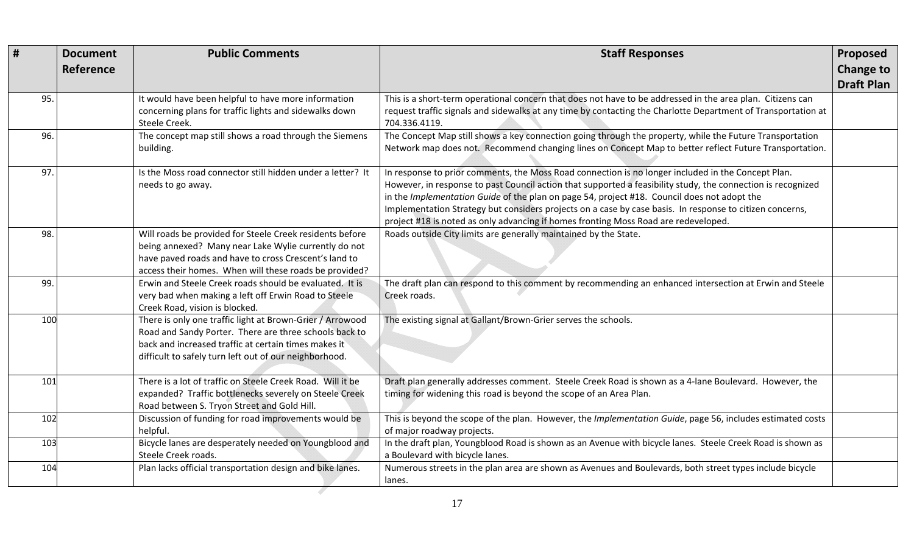| # | Document Reference | Public Comments | Staff Responses | Proposed Change to Draft Plan |
|---|---|---|---|---|
| 95. | | It would have been helpful to have more information concerning plans for traffic lights and sidewalks down Steele Creek. | This is a short-term operational concern that does not have to be addressed in the area plan. Citizens can request traffic signals and sidewalks at any time by contacting the Charlotte Department of Transportation at 704.336.4119. | |
| 96. | | The concept map still shows a road through the Siemens building. | The Concept Map still shows a key connection going through the property, while the Future Transportation Network map does not. Recommend changing lines on Concept Map to better reflect Future Transportation. | |
| 97. | | Is the Moss road connector still hidden under a letter? It needs to go away. | In response to prior comments, the Moss Road connection is no longer included in the Concept Plan. However, in response to past Council action that supported a feasibility study, the connection is recognized in the *Implementation Guide* of the plan on page 54, project #18. Council does not adopt the Implementation Strategy but considers projects on a case by case basis. In response to citizen concerns, project #18 is noted as only advancing if homes fronting Moss Road are redeveloped. | |
| 98. | | Will roads be provided for Steele Creek residents before being annexed? Many near Lake Wylie currently do not have paved roads and have to cross Crescent's land to access their homes. When will these roads be provided? | Roads outside City limits are generally maintained by the State. | |
| 99. | | Erwin and Steele Creek roads should be evaluated. It is very bad when making a left off Erwin Road to Steele Creek Road, vision is blocked. | The draft plan can respond to this comment by recommending an enhanced intersection at Erwin and Steele Creek roads. | |
| 100 | | There is only one traffic light at Brown-Grier / Arrowood Road and Sandy Porter. There are three schools back to back and increased traffic at certain times makes it difficult to safely turn left out of our neighborhood. | The existing signal at Gallant/Brown-Grier serves the schools. | |
| 101 | | There is a lot of traffic on Steele Creek Road. Will it be expanded? Traffic bottlenecks severely on Steele Creek Road between S. Tryon Street and Gold Hill. | Draft plan generally addresses comment. Steele Creek Road is shown as a 4-lane Boulevard. However, the timing for widening this road is beyond the scope of an Area Plan. | |
| 102 | | Discussion of funding for road improvements would be helpful. | This is beyond the scope of the plan. However, the *Implementation Guide*, page 56, includes estimated costs of major roadway projects. | |
| 103 | | Bicycle lanes are desperately needed on Youngblood and Steele Creek roads. | In the draft plan, Youngblood Road is shown as an Avenue with bicycle lanes. Steele Creek Road is shown as a Boulevard with bicycle lanes. | |
| 104 | | Plan lacks official transportation design and bike lanes. | Numerous streets in the plan area are shown as Avenues and Boulevards, both street types include bicycle lanes. | |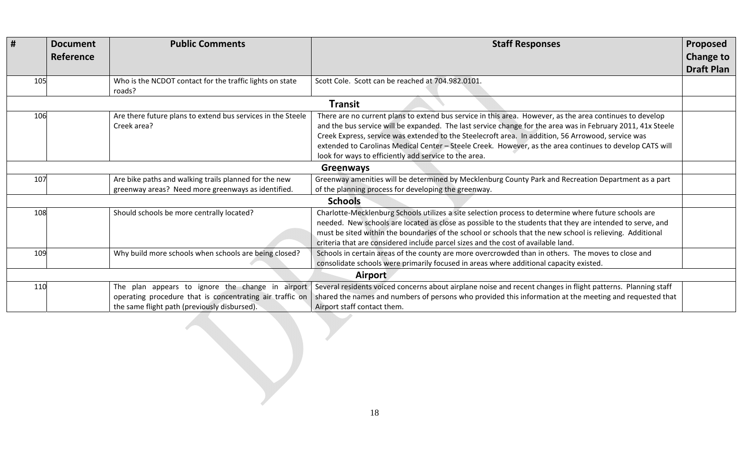| # | Document Reference | Public Comments | Staff Responses | Proposed Change to Draft Plan |
|---|---|---|---|---|
| 105 | | Who is the NCDOT contact for the traffic lights on state roads? | Scott Cole. Scott can be reached at 704.982.0101. | |
| | | | **Transit** | |
| 106 | | Are there future plans to extend bus services in the Steele Creek area? | There are no current plans to extend bus service in this area. However, as the area continues to develop and the bus service will be expanded. The last service change for the area was in February 2011, 41x Steele Creek Express, service was extended to the Steelecroft area. In addition, 56 Arrowood, service was extended to Carolinas Medical Center – Steele Creek. However, as the area continues to develop CATS will look for ways to efficiently add service to the area. | |
| | | | **Greenways** | |
| 107 | | Are bike paths and walking trails planned for the new greenway areas? Need more greenways as identified. | Greenway amenities will be determined by Mecklenburg County Park and Recreation Department as a part of the planning process for developing the greenway. | |
| | | | **Schools** | |
| 108 | | Should schools be more centrally located? | Charlotte-Mecklenburg Schools utilizes a site selection process to determine where future schools are needed. New schools are located as close as possible to the students that they are intended to serve, and must be sited within the boundaries of the school or schools that the new school is relieving. Additional criteria that are considered include parcel sizes and the cost of available land. | |
| 109 | | Why build more schools when schools are being closed? | Schools in certain areas of the county are more overcrowded than in others. The moves to close and consolidate schools were primarily focused in areas where additional capacity existed. | |
| | | | **Airport** | |
| 110 | | The plan appears to ignore the change in airport operating procedure that is concentrating air traffic on the same flight path (previously disbursed). | Several residents voiced concerns about airplane noise and recent changes in flight patterns. Planning staff shared the names and numbers of persons who provided this information at the meeting and requested that Airport staff contact them. | |